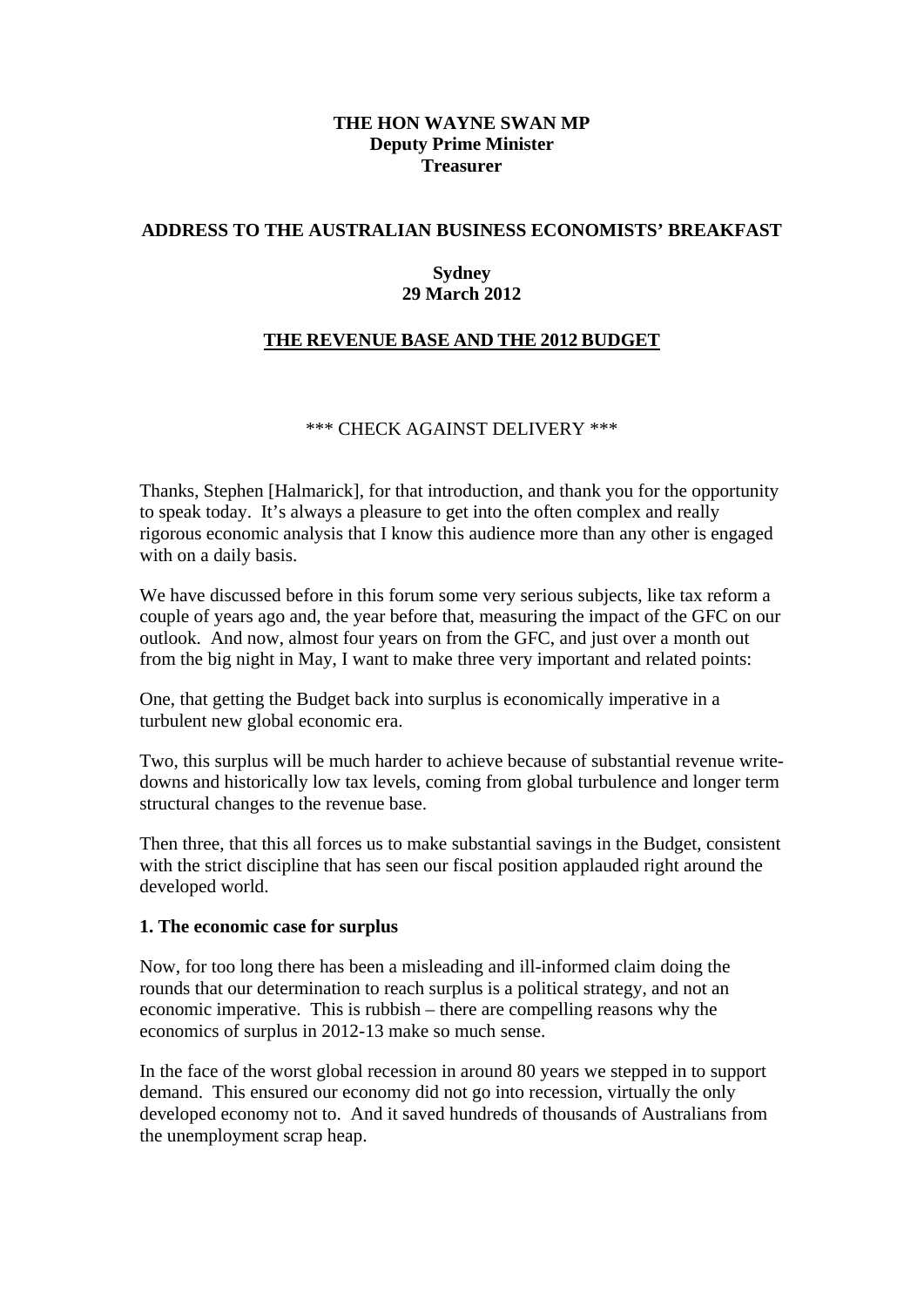**THE HON WAYNE SWAN MP**
**Deputy Prime Minister**
**Treasurer**

**ADDRESS TO THE AUSTRALIAN BUSINESS ECONOMISTS' BREAKFAST**

**Sydney**
**29 March 2012**

# THE REVENUE BASE AND THE 2012 BUDGET

*** CHECK AGAINST DELIVERY ***

Thanks, Stephen [Halmarick], for that introduction, and thank you for the opportunity to speak today. It's always a pleasure to get into the often complex and really rigorous economic analysis that I know this audience more than any other is engaged with on a daily basis.

We have discussed before in this forum some very serious subjects, like tax reform a couple of years ago and, the year before that, measuring the impact of the GFC on our outlook. And now, almost four years on from the GFC, and just over a month out from the big night in May, I want to make three very important and related points:

One, that getting the Budget back into surplus is economically imperative in a turbulent new global economic era.

Two, this surplus will be much harder to achieve because of substantial revenue write-downs and historically low tax levels, coming from global turbulence and longer term structural changes to the revenue base.

Then three, that this all forces us to make substantial savings in the Budget, consistent with the strict discipline that has seen our fiscal position applauded right around the developed world.

## 1. The economic case for surplus

Now, for too long there has been a misleading and ill-informed claim doing the rounds that our determination to reach surplus is a political strategy, and not an economic imperative. This is rubbish – there are compelling reasons why the economics of surplus in 2012-13 make so much sense.

In the face of the worst global recession in around 80 years we stepped in to support demand. This ensured our economy did not go into recession, virtually the only developed economy not to. And it saved hundreds of thousands of Australians from the unemployment scrap heap.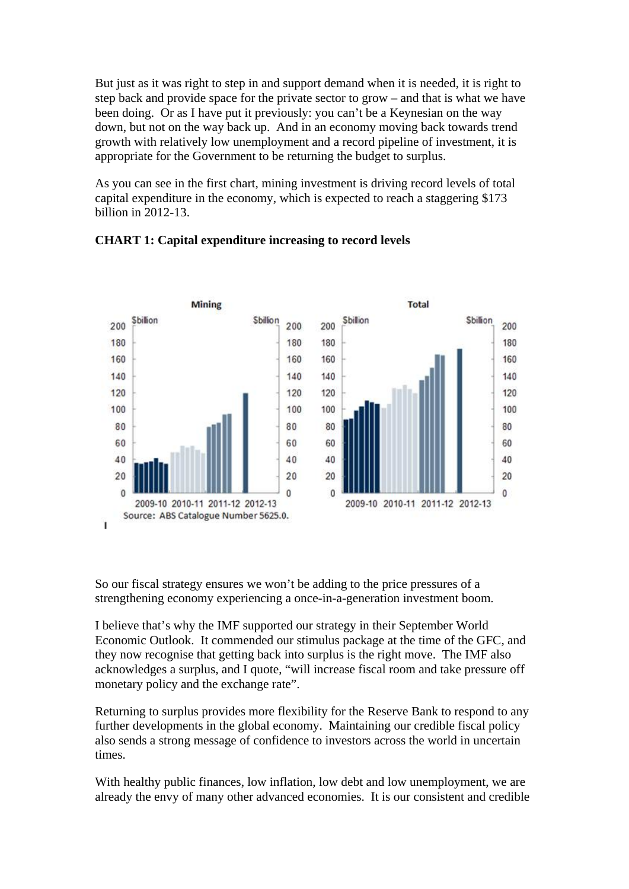But just as it was right to step in and support demand when it is needed, it is right to step back and provide space for the private sector to grow – and that is what we have been doing. Or as I have put it previously: you can't be a Keynesian on the way down, but not on the way back up. And in an economy moving back towards trend growth with relatively low unemployment and a record pipeline of investment, it is appropriate for the Government to be returning the budget to surplus.

As you can see in the first chart, mining investment is driving record levels of total capital expenditure in the economy, which is expected to reach a staggering $173 billion in 2012-13.

**CHART 1: Capital expenditure increasing to record levels**

Source: ABS Catalogue Number 5625.0.

So our fiscal strategy ensures we won't be adding to the price pressures of a strengthening economy experiencing a once-in-a-generation investment boom.

I believe that's why the IMF supported our strategy in their September World Economic Outlook. It commended our stimulus package at the time of the GFC, and they now recognise that getting back into surplus is the right move. The IMF also acknowledges a surplus, and I quote, "will increase fiscal room and take pressure off monetary policy and the exchange rate".

Returning to surplus provides more flexibility for the Reserve Bank to respond to any further developments in the global economy. Maintaining our credible fiscal policy also sends a strong message of confidence to investors across the world in uncertain times.

With healthy public finances, low inflation, low debt and low unemployment, we are already the envy of many other advanced economies. It is our consistent and credible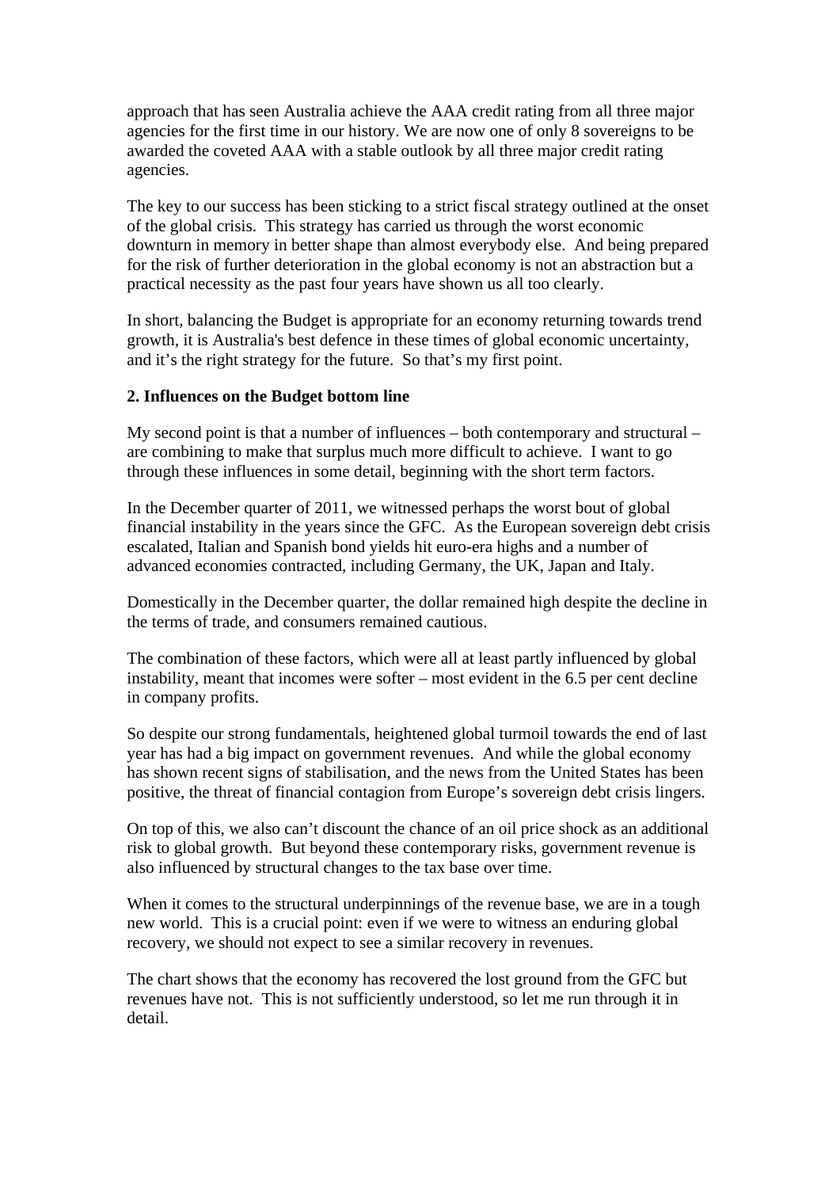approach that has seen Australia achieve the AAA credit rating from all three major agencies for the first time in our history. We are now one of only 8 sovereigns to be awarded the coveted AAA with a stable outlook by all three major credit rating agencies.

The key to our success has been sticking to a strict fiscal strategy outlined at the onset of the global crisis. This strategy has carried us through the worst economic downturn in memory in better shape than almost everybody else. And being prepared for the risk of further deterioration in the global economy is not an abstraction but a practical necessity as the past four years have shown us all too clearly.

In short, balancing the Budget is appropriate for an economy returning towards trend growth, it is Australia's best defence in these times of global economic uncertainty, and it's the right strategy for the future. So that's my first point.

**2. Influences on the Budget bottom line**

My second point is that a number of influences – both contemporary and structural – are combining to make that surplus much more difficult to achieve. I want to go through these influences in some detail, beginning with the short term factors.

In the December quarter of 2011, we witnessed perhaps the worst bout of global financial instability in the years since the GFC. As the European sovereign debt crisis escalated, Italian and Spanish bond yields hit euro-era highs and a number of advanced economies contracted, including Germany, the UK, Japan and Italy.

Domestically in the December quarter, the dollar remained high despite the decline in the terms of trade, and consumers remained cautious.

The combination of these factors, which were all at least partly influenced by global instability, meant that incomes were softer – most evident in the 6.5 per cent decline in company profits.

So despite our strong fundamentals, heightened global turmoil towards the end of last year has had a big impact on government revenues. And while the global economy has shown recent signs of stabilisation, and the news from the United States has been positive, the threat of financial contagion from Europe's sovereign debt crisis lingers.

On top of this, we also can't discount the chance of an oil price shock as an additional risk to global growth. But beyond these contemporary risks, government revenue is also influenced by structural changes to the tax base over time.

When it comes to the structural underpinnings of the revenue base, we are in a tough new world. This is a crucial point: even if we were to witness an enduring global recovery, we should not expect to see a similar recovery in revenues.

The chart shows that the economy has recovered the lost ground from the GFC but revenues have not. This is not sufficiently understood, so let me run through it in detail.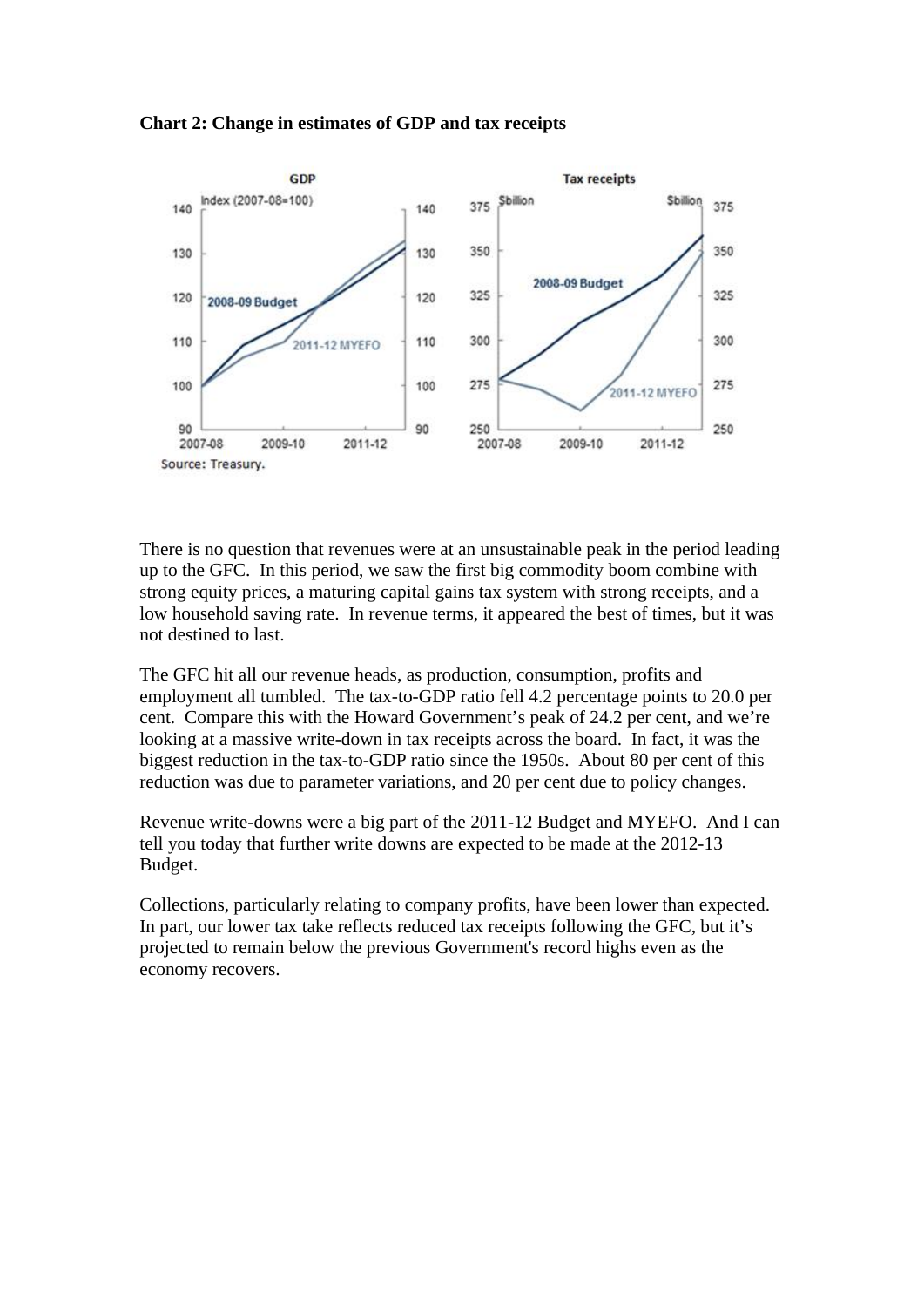**Chart 2: Change in estimates of GDP and tax receipts**

There is no question that revenues were at an unsustainable peak in the period leading up to the GFC. In this period, we saw the first big commodity boom combine with strong equity prices, a maturing capital gains tax system with strong receipts, and a low household saving rate. In revenue terms, it appeared the best of times, but it was not destined to last.

The GFC hit all our revenue heads, as production, consumption, profits and employment all tumbled. The tax-to-GDP ratio fell 4.2 percentage points to 20.0 per cent. Compare this with the Howard Government's peak of 24.2 per cent, and we're looking at a massive write-down in tax receipts across the board. In fact, it was the biggest reduction in the tax-to-GDP ratio since the 1950s. About 80 per cent of this reduction was due to parameter variations, and 20 per cent due to policy changes.

Revenue write-downs were a big part of the 2011-12 Budget and MYEFO. And I can tell you today that further write downs are expected to be made at the 2012-13 Budget.

Collections, particularly relating to company profits, have been lower than expected. In part, our lower tax take reflects reduced tax receipts following the GFC, but it's projected to remain below the previous Government's record highs even as the economy recovers.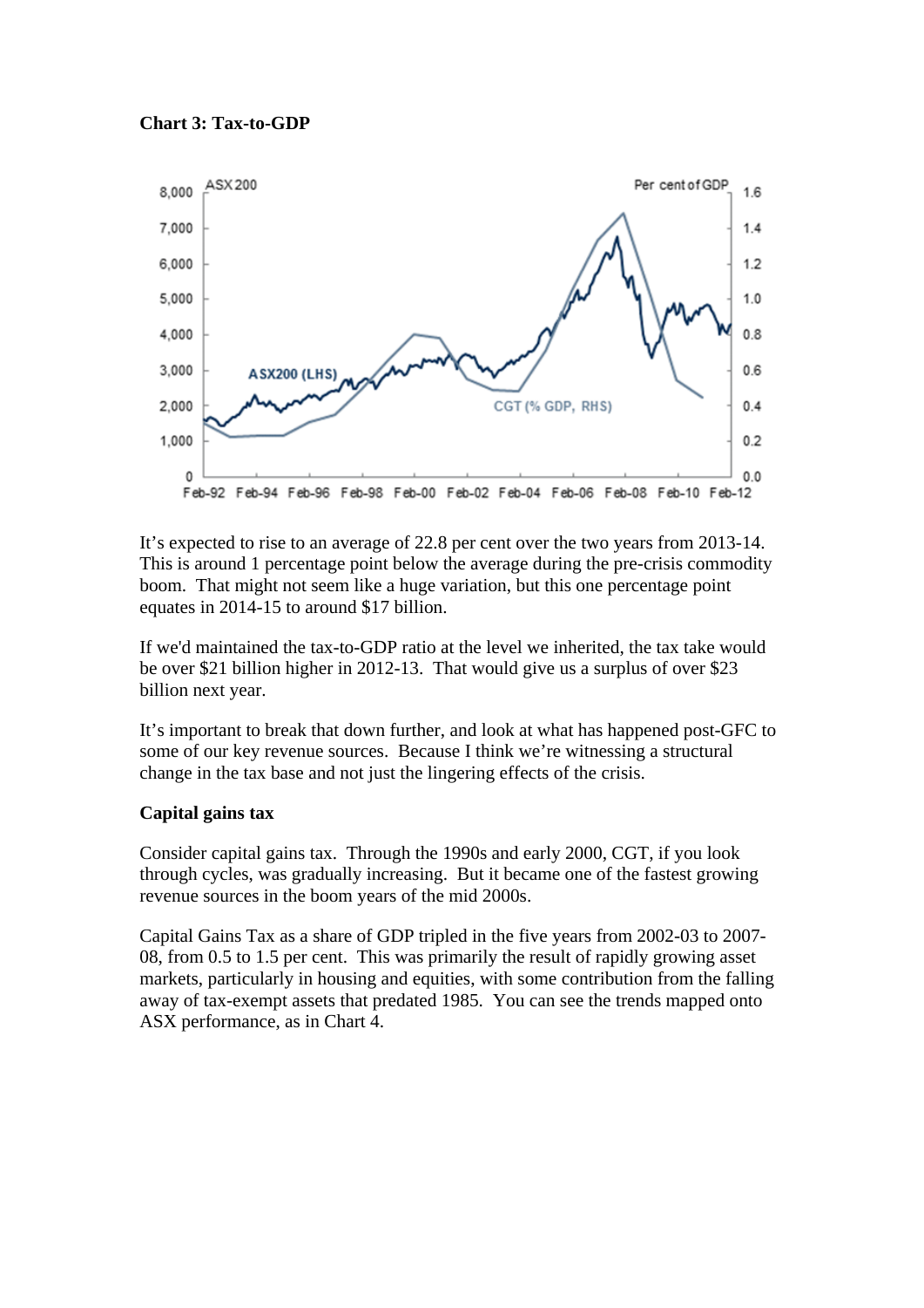**Chart 3: Tax-to-GDP**

It's expected to rise to an average of 22.8 per cent over the two years from 2013-14. This is around 1 percentage point below the average during the pre-crisis commodity boom. That might not seem like a huge variation, but this one percentage point equates in 2014-15 to around $17 billion.

If we'd maintained the tax-to-GDP ratio at the level we inherited, the tax take would be over $21 billion higher in 2012-13. That would give us a surplus of over $23 billion next year.

It's important to break that down further, and look at what has happened post-GFC to some of our key revenue sources. Because I think we're witnessing a structural change in the tax base and not just the lingering effects of the crisis.

**Capital gains tax**

Consider capital gains tax. Through the 1990s and early 2000, CGT, if you look through cycles, was gradually increasing. But it became one of the fastest growing revenue sources in the boom years of the mid 2000s.

Capital Gains Tax as a share of GDP tripled in the five years from 2002-03 to 2007-08, from 0.5 to 1.5 per cent. This was primarily the result of rapidly growing asset markets, particularly in housing and equities, with some contribution from the falling away of tax-exempt assets that predated 1985. You can see the trends mapped onto ASX performance, as in Chart 4.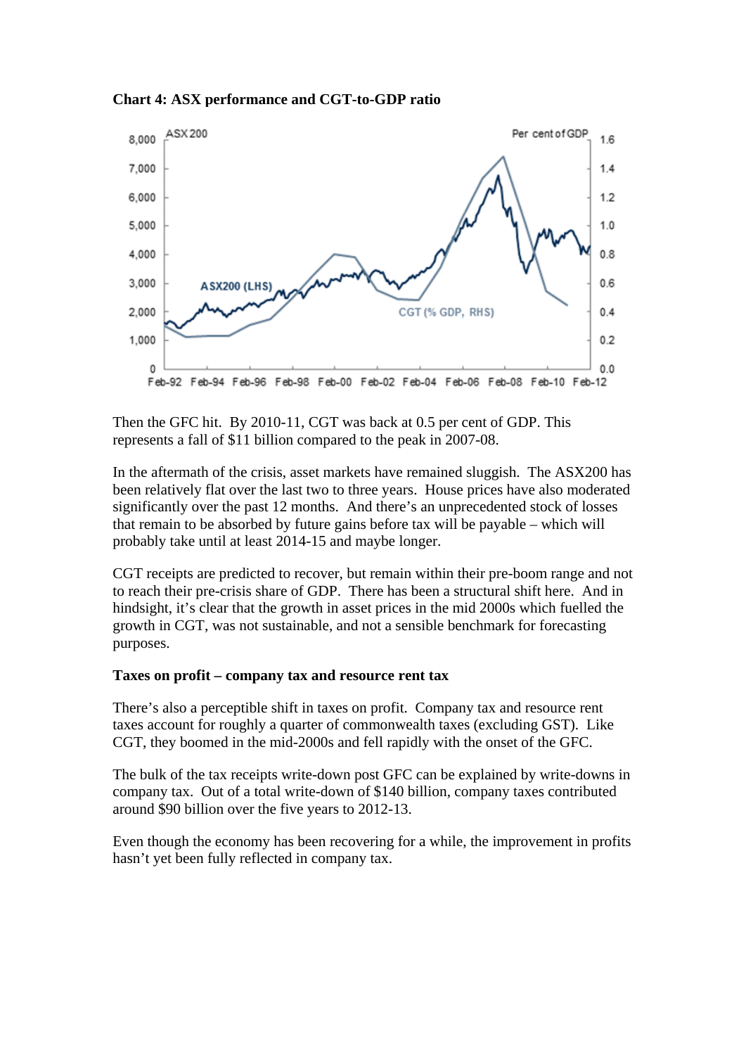**Chart 4: ASX performance and CGT-to-GDP ratio**

Then the GFC hit. By 2010-11, CGT was back at 0.5 per cent of GDP. This represents a fall of $11 billion compared to the peak in 2007-08.

In the aftermath of the crisis, asset markets have remained sluggish. The ASX200 has been relatively flat over the last two to three years. House prices have also moderated significantly over the past 12 months. And there's an unprecedented stock of losses that remain to be absorbed by future gains before tax will be payable – which will probably take until at least 2014-15 and maybe longer.

CGT receipts are predicted to recover, but remain within their pre-boom range and not to reach their pre-crisis share of GDP. There has been a structural shift here. And in hindsight, it's clear that the growth in asset prices in the mid 2000s which fuelled the growth in CGT, was not sustainable, and not a sensible benchmark for forecasting purposes.

**Taxes on profit – company tax and resource rent tax**

There's also a perceptible shift in taxes on profit. Company tax and resource rent taxes account for roughly a quarter of commonwealth taxes (excluding GST). Like CGT, they boomed in the mid-2000s and fell rapidly with the onset of the GFC.

The bulk of the tax receipts write-down post GFC can be explained by write-downs in company tax. Out of a total write-down of $140 billion, company taxes contributed around $90 billion over the five years to 2012-13.

Even though the economy has been recovering for a while, the improvement in profits hasn't yet been fully reflected in company tax.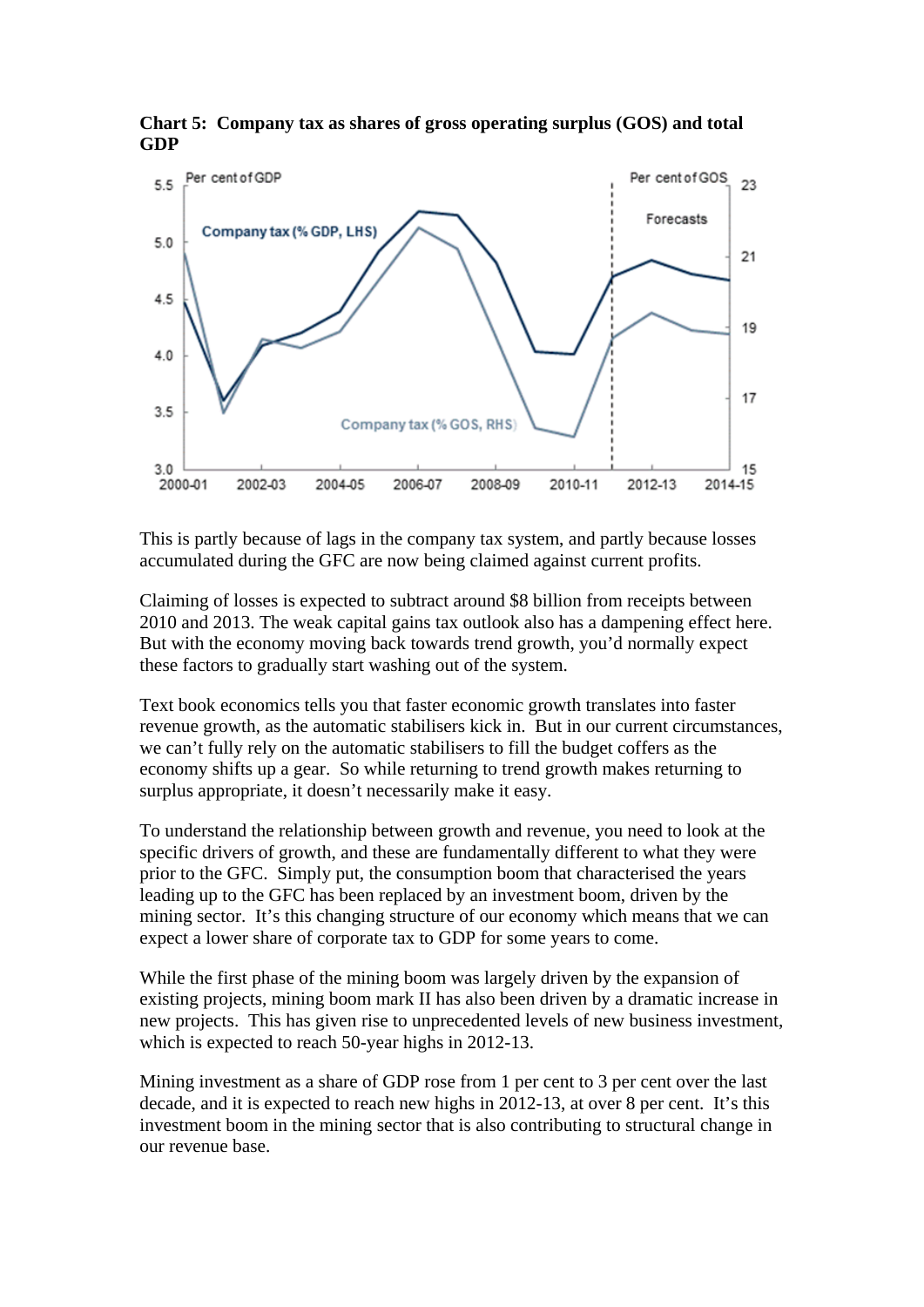**Chart 5: Company tax as shares of gross operating surplus (GOS) and total GDP**

This is partly because of lags in the company tax system, and partly because losses accumulated during the GFC are now being claimed against current profits.

Claiming of losses is expected to subtract around $8 billion from receipts between 2010 and 2013. The weak capital gains tax outlook also has a dampening effect here. But with the economy moving back towards trend growth, you'd normally expect these factors to gradually start washing out of the system.

Text book economics tells you that faster economic growth translates into faster revenue growth, as the automatic stabilisers kick in. But in our current circumstances, we can't fully rely on the automatic stabilisers to fill the budget coffers as the economy shifts up a gear. So while returning to trend growth makes returning to surplus appropriate, it doesn't necessarily make it easy.

To understand the relationship between growth and revenue, you need to look at the specific drivers of growth, and these are fundamentally different to what they were prior to the GFC. Simply put, the consumption boom that characterised the years leading up to the GFC has been replaced by an investment boom, driven by the mining sector. It's this changing structure of our economy which means that we can expect a lower share of corporate tax to GDP for some years to come.

While the first phase of the mining boom was largely driven by the expansion of existing projects, mining boom mark II has also been driven by a dramatic increase in new projects. This has given rise to unprecedented levels of new business investment, which is expected to reach 50-year highs in 2012-13.

Mining investment as a share of GDP rose from 1 per cent to 3 per cent over the last decade, and it is expected to reach new highs in 2012-13, at over 8 per cent. It's this investment boom in the mining sector that is also contributing to structural change in our revenue base.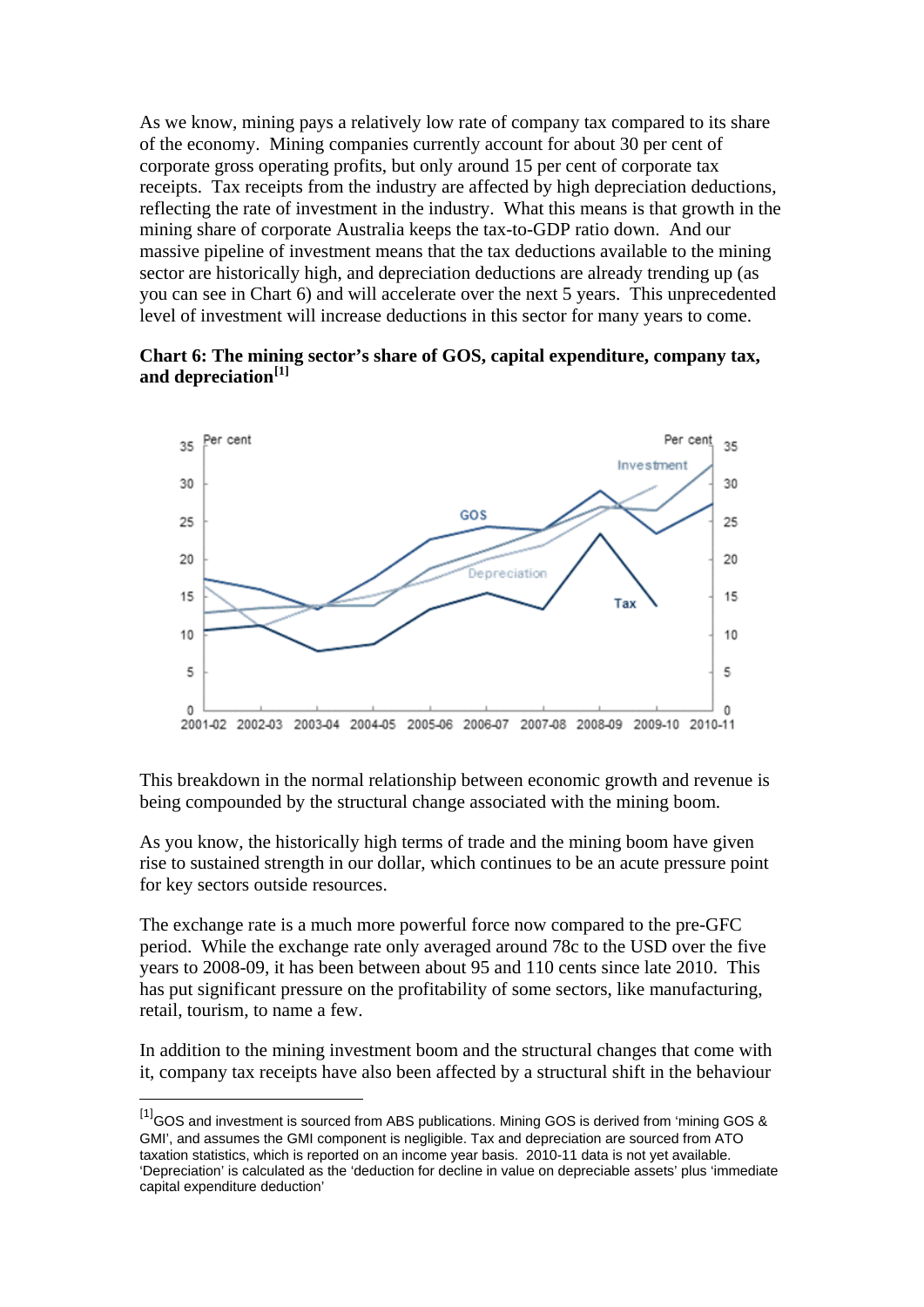As we know, mining pays a relatively low rate of company tax compared to its share of the economy. Mining companies currently account for about 30 per cent of corporate gross operating profits, but only around 15 per cent of corporate tax receipts. Tax receipts from the industry are affected by high depreciation deductions, reflecting the rate of investment in the industry. What this means is that growth in the mining share of corporate Australia keeps the tax-to-GDP ratio down. And our massive pipeline of investment means that the tax deductions available to the mining sector are historically high, and depreciation deductions are already trending up (as you can see in Chart 6) and will accelerate over the next 5 years. This unprecedented level of investment will increase deductions in this sector for many years to come.

**Chart 6: The mining sector's share of GOS, capital expenditure, company tax, and depreciation[1]**

This breakdown in the normal relationship between economic growth and revenue is being compounded by the structural change associated with the mining boom.

As you know, the historically high terms of trade and the mining boom have given rise to sustained strength in our dollar, which continues to be an acute pressure point for key sectors outside resources.

The exchange rate is a much more powerful force now compared to the pre-GFC period. While the exchange rate only averaged around 78c to the USD over the five years to 2008-09, it has been between about 95 and 110 cents since late 2010. This has put significant pressure on the profitability of some sectors, like manufacturing, retail, tourism, to name a few.

In addition to the mining investment boom and the structural changes that come with it, company tax receipts have also been affected by a structural shift in the behaviour

[1] GOS and investment is sourced from ABS publications. Mining GOS is derived from 'mining GOS & GMI', and assumes the GMI component is negligible. Tax and depreciation are sourced from ATO taxation statistics, which is reported on an income year basis. 2010-11 data is not yet available. 'Depreciation' is calculated as the 'deduction for decline in value on depreciable assets' plus 'immediate capital expenditure deduction'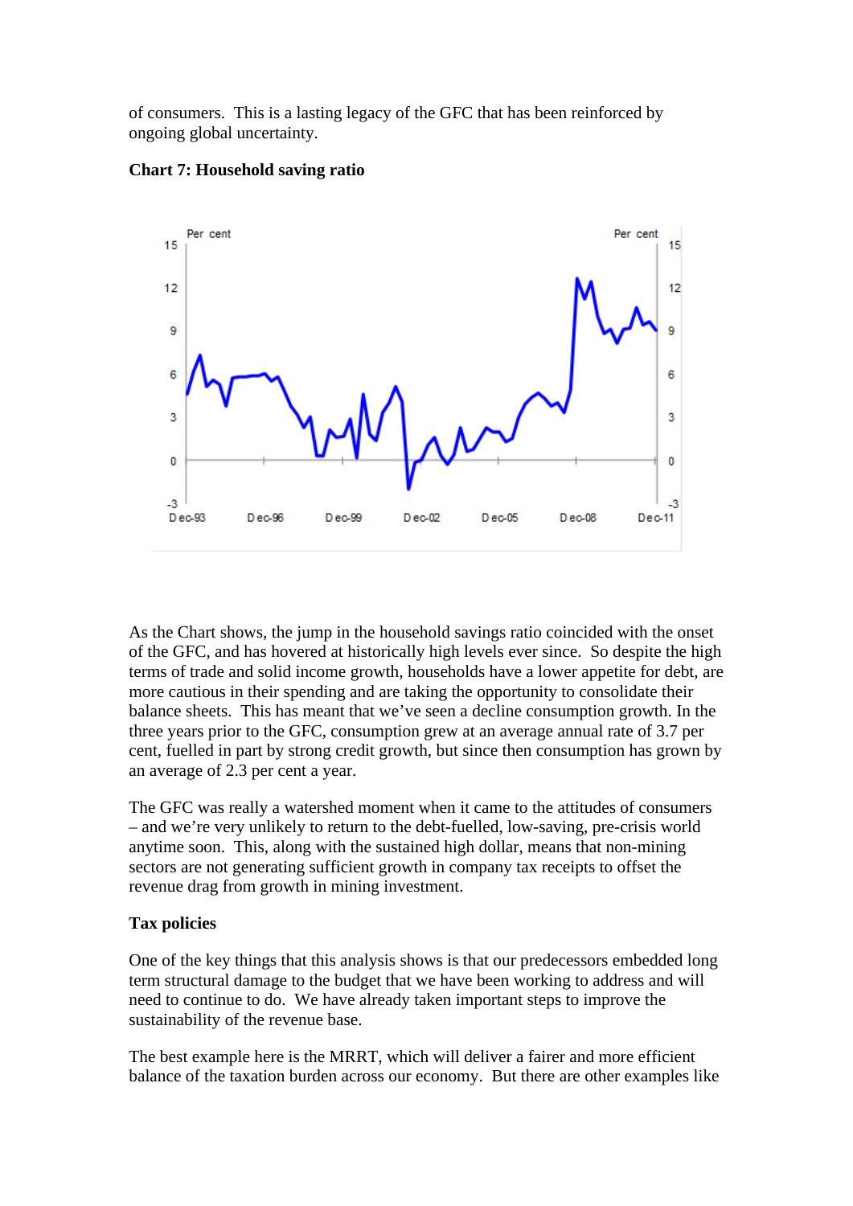of consumers. This is a lasting legacy of the GFC that has been reinforced by ongoing global uncertainty.

**Chart 7: Household saving ratio**

As the Chart shows, the jump in the household savings ratio coincided with the onset of the GFC, and has hovered at historically high levels ever since. So despite the high terms of trade and solid income growth, households have a lower appetite for debt, are more cautious in their spending and are taking the opportunity to consolidate their balance sheets. This has meant that we've seen a decline consumption growth. In the three years prior to the GFC, consumption grew at an average annual rate of 3.7 per cent, fuelled in part by strong credit growth, but since then consumption has grown by an average of 2.3 per cent a year.

The GFC was really a watershed moment when it came to the attitudes of consumers – and we're very unlikely to return to the debt-fuelled, low-saving, pre-crisis world anytime soon. This, along with the sustained high dollar, means that non-mining sectors are not generating sufficient growth in company tax receipts to offset the revenue drag from growth in mining investment.

**Tax policies**

One of the key things that this analysis shows is that our predecessors embedded long term structural damage to the budget that we have been working to address and will need to continue to do. We have already taken important steps to improve the sustainability of the revenue base.

The best example here is the MRRT, which will deliver a fairer and more efficient balance of the taxation burden across our economy. But there are other examples like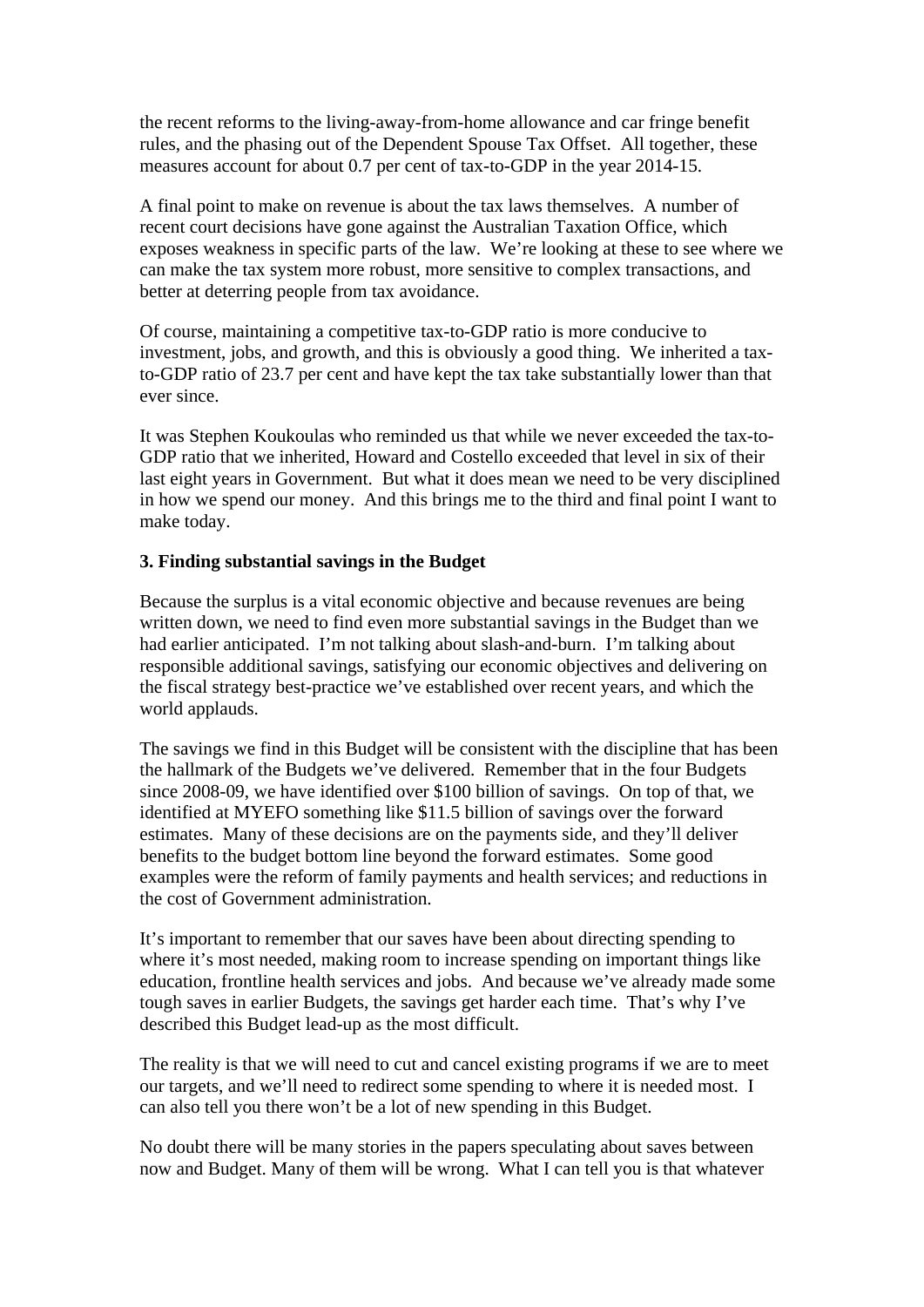the recent reforms to the living-away-from-home allowance and car fringe benefit rules, and the phasing out of the Dependent Spouse Tax Offset. All together, these measures account for about 0.7 per cent of tax-to-GDP in the year 2014-15.

A final point to make on revenue is about the tax laws themselves. A number of recent court decisions have gone against the Australian Taxation Office, which exposes weakness in specific parts of the law. We're looking at these to see where we can make the tax system more robust, more sensitive to complex transactions, and better at deterring people from tax avoidance.

Of course, maintaining a competitive tax-to-GDP ratio is more conducive to investment, jobs, and growth, and this is obviously a good thing. We inherited a tax-to-GDP ratio of 23.7 per cent and have kept the tax take substantially lower than that ever since.

It was Stephen Koukoulas who reminded us that while we never exceeded the tax-to-GDP ratio that we inherited, Howard and Costello exceeded that level in six of their last eight years in Government. But what it does mean we need to be very disciplined in how we spend our money. And this brings me to the third and final point I want to make today.

**3. Finding substantial savings in the Budget**

Because the surplus is a vital economic objective and because revenues are being written down, we need to find even more substantial savings in the Budget than we had earlier anticipated. I'm not talking about slash-and-burn. I'm talking about responsible additional savings, satisfying our economic objectives and delivering on the fiscal strategy best-practice we've established over recent years, and which the world applauds.

The savings we find in this Budget will be consistent with the discipline that has been the hallmark of the Budgets we've delivered. Remember that in the four Budgets since 2008-09, we have identified over $100 billion of savings. On top of that, we identified at MYEFO something like $11.5 billion of savings over the forward estimates. Many of these decisions are on the payments side, and they'll deliver benefits to the budget bottom line beyond the forward estimates. Some good examples were the reform of family payments and health services; and reductions in the cost of Government administration.

It's important to remember that our saves have been about directing spending to where it's most needed, making room to increase spending on important things like education, frontline health services and jobs. And because we've already made some tough saves in earlier Budgets, the savings get harder each time. That's why I've described this Budget lead-up as the most difficult.

The reality is that we will need to cut and cancel existing programs if we are to meet our targets, and we'll need to redirect some spending to where it is needed most. I can also tell you there won't be a lot of new spending in this Budget.

No doubt there will be many stories in the papers speculating about saves between now and Budget. Many of them will be wrong. What I can tell you is that whatever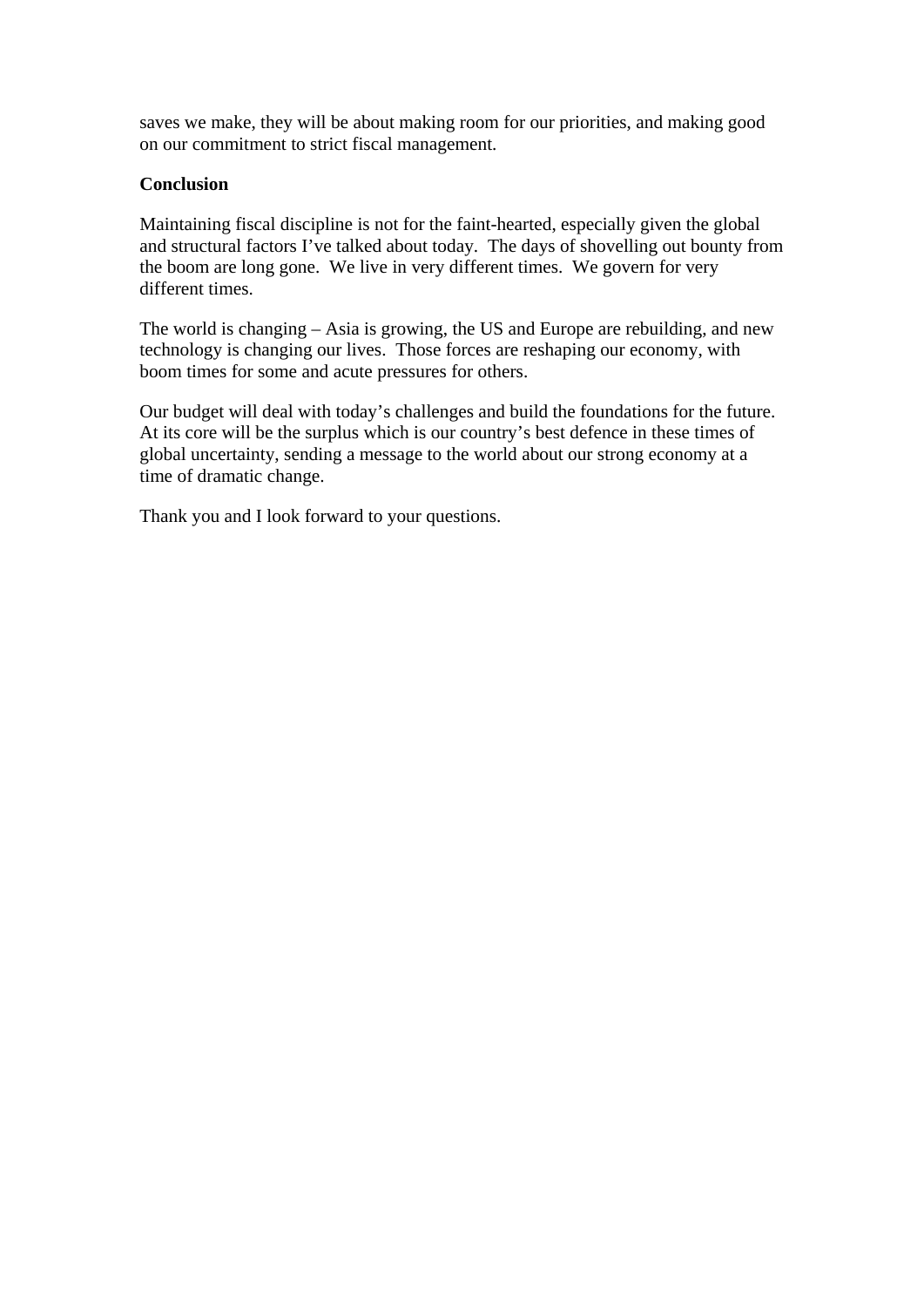saves we make, they will be about making room for our priorities, and making good on our commitment to strict fiscal management.

**Conclusion**

Maintaining fiscal discipline is not for the faint-hearted, especially given the global and structural factors I've talked about today. The days of shovelling out bounty from the boom are long gone. We live in very different times. We govern for very different times.

The world is changing – Asia is growing, the US and Europe are rebuilding, and new technology is changing our lives. Those forces are reshaping our economy, with boom times for some and acute pressures for others.

Our budget will deal with today's challenges and build the foundations for the future. At its core will be the surplus which is our country's best defence in these times of global uncertainty, sending a message to the world about our strong economy at a time of dramatic change.

Thank you and I look forward to your questions.